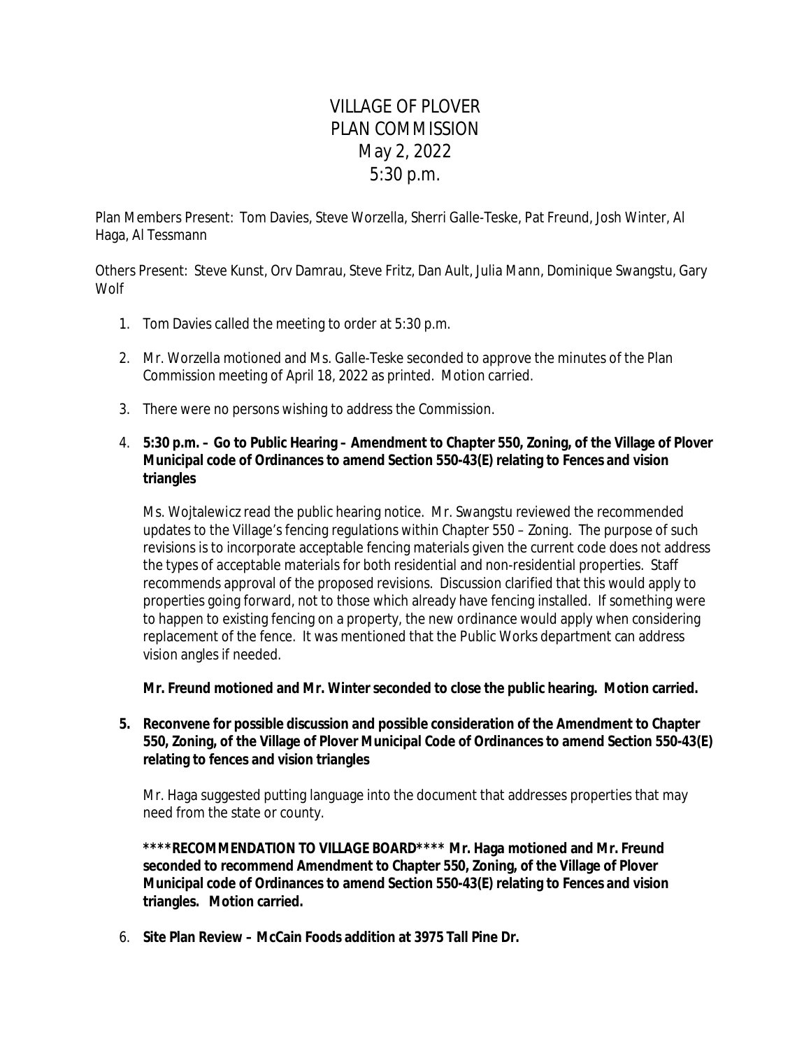# VILLAGE OF PLOVER
# PLAN COMMISSION
# May 2, 2022
# 5:30 p.m.

Plan Members Present: Tom Davies, Steve Worzella, Sherri Galle-Teske, Pat Freund, Josh Winter, Al Haga, Al Tessmann

Others Present: Steve Kunst, Orv Damrau, Steve Fritz, Dan Ault, Julia Mann, Dominique Swangstu, Gary Wolf

1. Tom Davies called the meeting to order at 5:30 p.m.

2. Mr. Worzella motioned and Ms. Galle-Teske seconded to approve the minutes of the Plan Commission meeting of April 18, 2022 as printed. Motion carried.

3. There were no persons wishing to address the Commission.

4. **5:30 p.m. – Go to Public Hearing – Amendment to Chapter 550, Zoning, of the Village of Plover Municipal code of Ordinances to amend Section 550-43(E) relating to Fences and vision triangles**

   Ms. Wojtalewicz read the public hearing notice. Mr. Swangstu reviewed the recommended updates to the Village's fencing regulations within Chapter 550 – Zoning. The purpose of such revisions is to incorporate acceptable fencing materials given the current code does not address the types of acceptable materials for both residential and non-residential properties. Staff recommends approval of the proposed revisions. Discussion clarified that this would apply to properties going forward, not to those which already have fencing installed. If something were to happen to existing fencing on a property, the new ordinance would apply when considering replacement of the fence. It was mentioned that the Public Works department can address vision angles if needed.

   **Mr. Freund motioned and Mr. Winter seconded to close the public hearing. Motion carried.**

5. **Reconvene for possible discussion and possible consideration of the Amendment to Chapter 550, Zoning, of the Village of Plover Municipal Code of Ordinances to amend Section 550-43(E) relating to fences and vision triangles**

   Mr. Haga suggested putting language into the document that addresses properties that may need from the state or county.

   **\*\*\*\*RECOMMENDATION TO VILLAGE BOARD\*\*\*\* Mr. Haga motioned and Mr. Freund seconded to recommend Amendment to Chapter 550, Zoning, of the Village of Plover Municipal code of Ordinances to amend Section 550-43(E) relating to Fences and vision triangles. Motion carried.**

6. **Site Plan Review – McCain Foods addition at 3975 Tall Pine Dr.**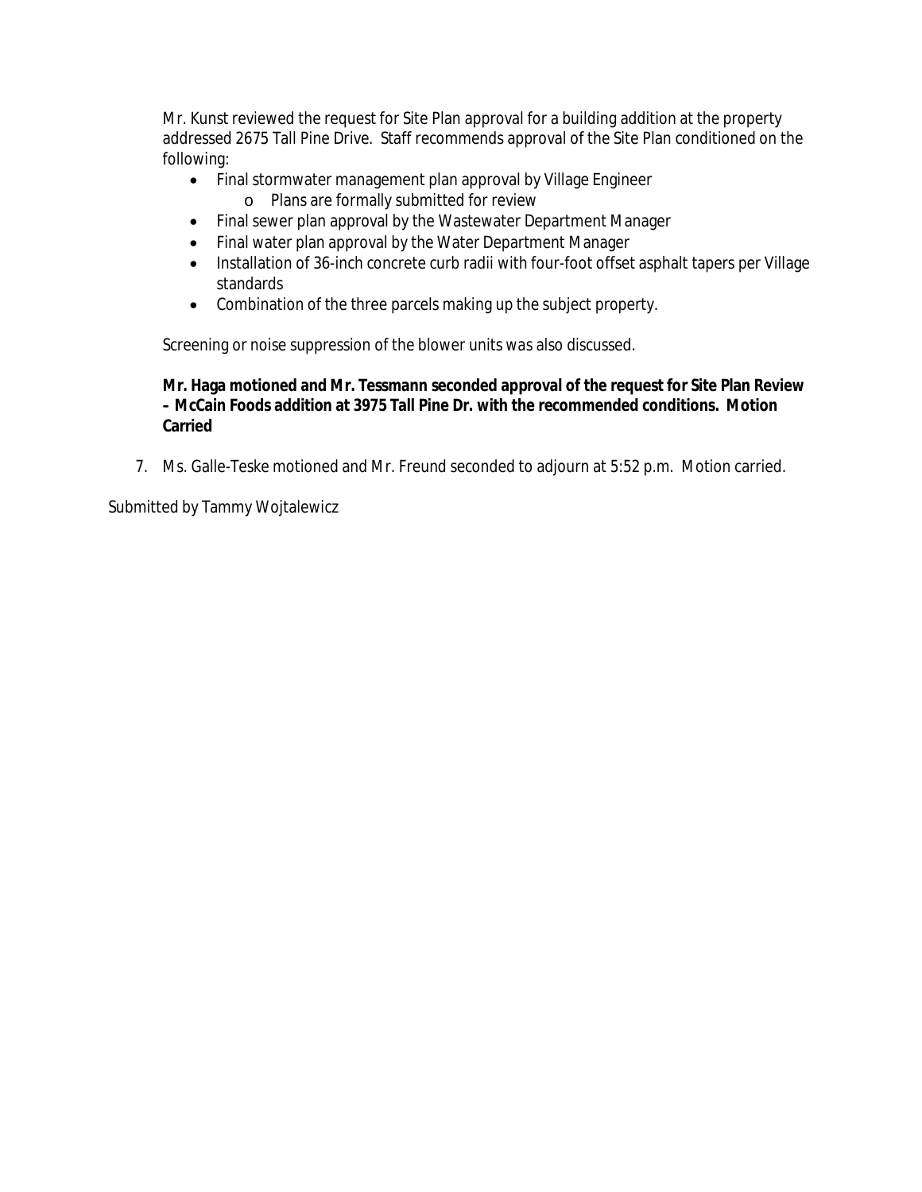Mr. Kunst reviewed the request for Site Plan approval for a building addition at the property addressed 2675 Tall Pine Drive. Staff recommends approval of the Site Plan conditioned on the following:

- Final stormwater management plan approval by Village Engineer
  - Plans are formally submitted for review
- Final sewer plan approval by the Wastewater Department Manager
- Final water plan approval by the Water Department Manager
- Installation of 36-inch concrete curb radii with four-foot offset asphalt tapers per Village standards
- Combination of the three parcels making up the subject property.

Screening or noise suppression of the blower units was also discussed.

**Mr. Haga motioned and Mr. Tessmann seconded approval of the request for Site Plan Review – McCain Foods addition at 3975 Tall Pine Dr. with the recommended conditions. Motion Carried**

7. Ms. Galle-Teske motioned and Mr. Freund seconded to adjourn at 5:52 p.m. Motion carried.

Submitted by Tammy Wojtalewicz